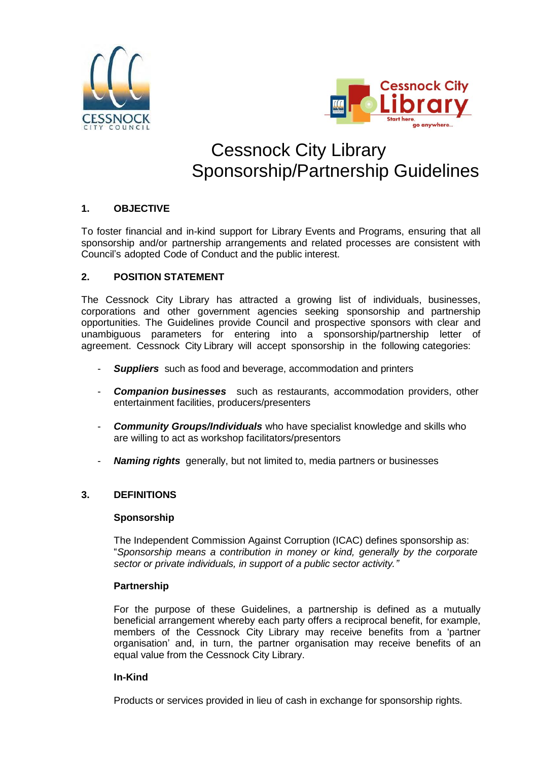# Cessnock City Library Sponsorship/Partnership Guidelines

## 1. OBJECTIVE

To foster financial and in-kind support for Library Events and Programs, ensuring that all sponsorship and/or partnership arrangements and related processes are consistent with Council's adopted Code of Conduct and the public interest.

## 2. POSITION STATEMENT

The Cessnock City Library has attracted a growing list of individuals, businesses, corporations and other government agencies seeking sponsorship and partnership opportunities. The Guidelines provide Council and prospective sponsors with clear and unambiguous parameters for entering into a sponsorship/partnership letter of agreement. Cessnock City Library will accept sponsorship in the following categories:

- ***Suppliers*** such as food and beverage, accommodation and printers
- ***Companion businesses*** such as restaurants, accommodation providers, other entertainment facilities, producers/presenters
- ***Community Groups/Individuals*** who have specialist knowledge and skills who are willing to act as workshop facilitators/presentors
- ***Naming rights*** generally, but not limited to, media partners or businesses

## 3. DEFINITIONS

### Sponsorship

The Independent Commission Against Corruption (ICAC) defines sponsorship as: "*Sponsorship means a contribution in money or kind, generally by the corporate sector or private individuals, in support of a public sector activity."*

### Partnership

For the purpose of these Guidelines, a partnership is defined as a mutually beneficial arrangement whereby each party offers a reciprocal benefit, for example, members of the Cessnock City Library may receive benefits from a 'partner organisation' and, in turn, the partner organisation may receive benefits of an equal value from the Cessnock City Library.

### In-Kind

Products or services provided in lieu of cash in exchange for sponsorship rights.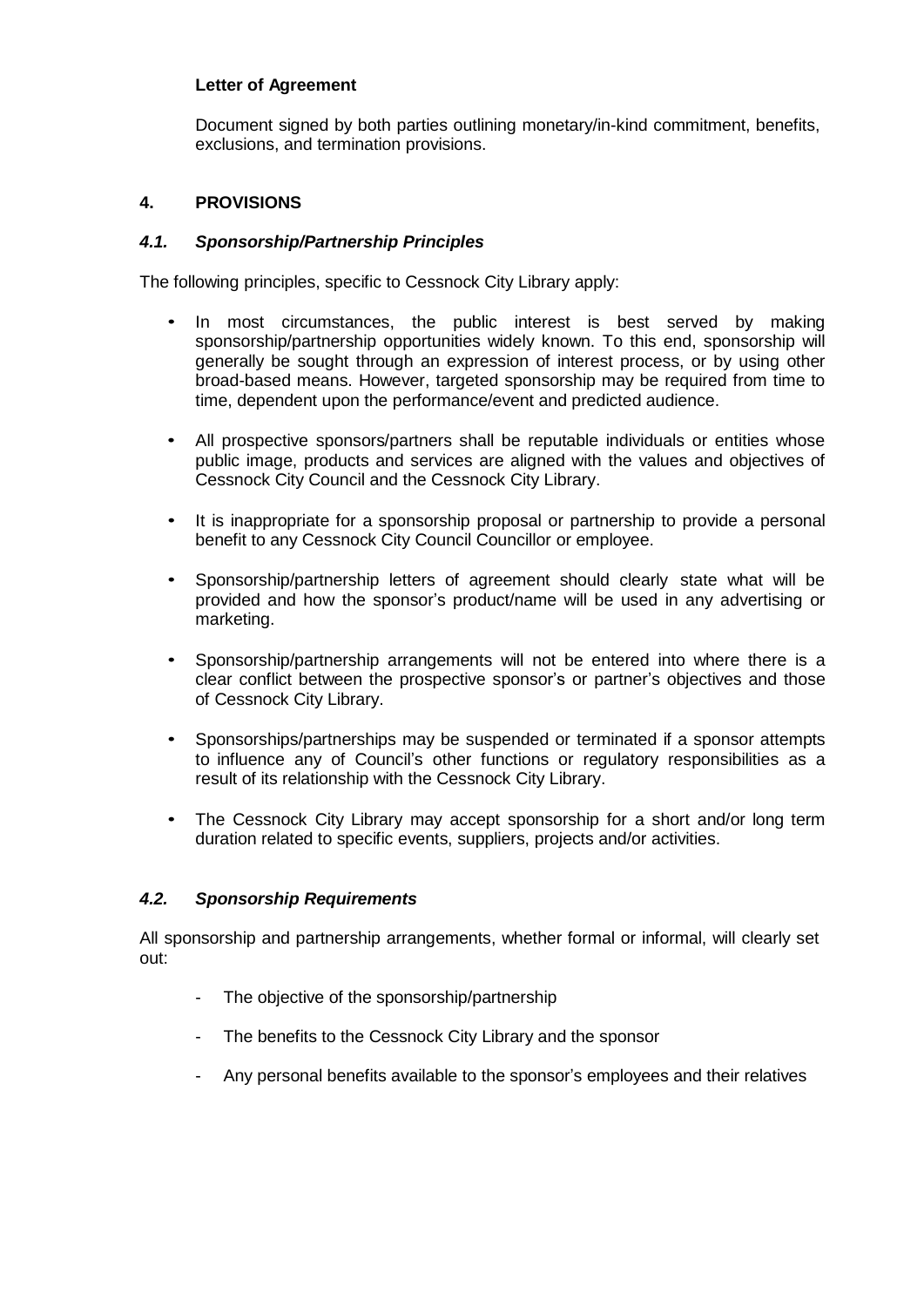**Letter of Agreement**

Document signed by both parties outlining monetary/in-kind commitment, benefits, exclusions, and termination provisions.

## 4. PROVISIONS

### *4.1. Sponsorship/Partnership Principles*

The following principles, specific to Cessnock City Library apply:

- In most circumstances, the public interest is best served by making sponsorship/partnership opportunities widely known. To this end, sponsorship will generally be sought through an expression of interest process, or by using other broad-based means. However, targeted sponsorship may be required from time to time, dependent upon the performance/event and predicted audience.
- All prospective sponsors/partners shall be reputable individuals or entities whose public image, products and services are aligned with the values and objectives of Cessnock City Council and the Cessnock City Library.
- It is inappropriate for a sponsorship proposal or partnership to provide a personal benefit to any Cessnock City Council Councillor or employee.
- Sponsorship/partnership letters of agreement should clearly state what will be provided and how the sponsor's product/name will be used in any advertising or marketing.
- Sponsorship/partnership arrangements will not be entered into where there is a clear conflict between the prospective sponsor's or partner's objectives and those of Cessnock City Library.
- Sponsorships/partnerships may be suspended or terminated if a sponsor attempts to influence any of Council's other functions or regulatory responsibilities as a result of its relationship with the Cessnock City Library.
- The Cessnock City Library may accept sponsorship for a short and/or long term duration related to specific events, suppliers, projects and/or activities.

### *4.2. Sponsorship Requirements*

All sponsorship and partnership arrangements, whether formal or informal, will clearly set out:

- The objective of the sponsorship/partnership
- The benefits to the Cessnock City Library and the sponsor
- Any personal benefits available to the sponsor's employees and their relatives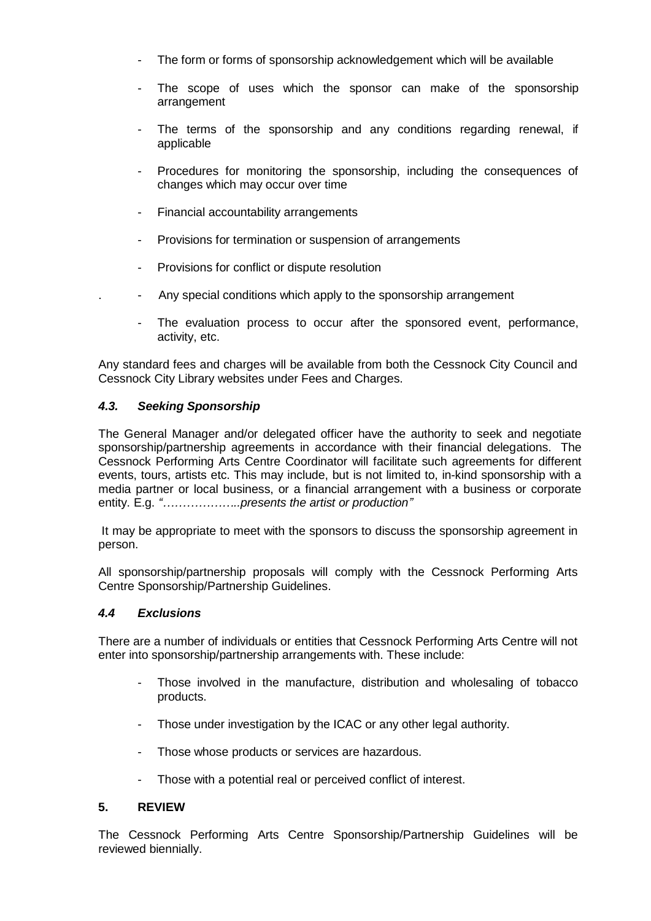- The form or forms of sponsorship acknowledgement which will be available
- The scope of uses which the sponsor can make of the sponsorship arrangement
- The terms of the sponsorship and any conditions regarding renewal, if applicable
- Procedures for monitoring the sponsorship, including the consequences of changes which may occur over time
- Financial accountability arrangements
- Provisions for termination or suspension of arrangements
- Provisions for conflict or dispute resolution
- Any special conditions which apply to the sponsorship arrangement
- The evaluation process to occur after the sponsored event, performance, activity, etc.

Any standard fees and charges will be available from both the Cessnock City Council and Cessnock City Library websites under Fees and Charges.

### *4.3. Seeking Sponsorship*

The General Manager and/or delegated officer have the authority to seek and negotiate sponsorship/partnership agreements in accordance with their financial delegations. The Cessnock Performing Arts Centre Coordinator will facilitate such agreements for different events, tours, artists etc. This may include, but is not limited to, in-kind sponsorship with a media partner or local business, or a financial arrangement with a business or corporate entity. E.g. *"………………..presents the artist or production"*

It may be appropriate to meet with the sponsors to discuss the sponsorship agreement in person.

All sponsorship/partnership proposals will comply with the Cessnock Performing Arts Centre Sponsorship/Partnership Guidelines.

### *4.4 Exclusions*

There are a number of individuals or entities that Cessnock Performing Arts Centre will not enter into sponsorship/partnership arrangements with. These include:

- Those involved in the manufacture, distribution and wholesaling of tobacco products.
- Those under investigation by the ICAC or any other legal authority.
- Those whose products or services are hazardous.
- Those with a potential real or perceived conflict of interest.

## 5. REVIEW

The Cessnock Performing Arts Centre Sponsorship/Partnership Guidelines will be reviewed biennially.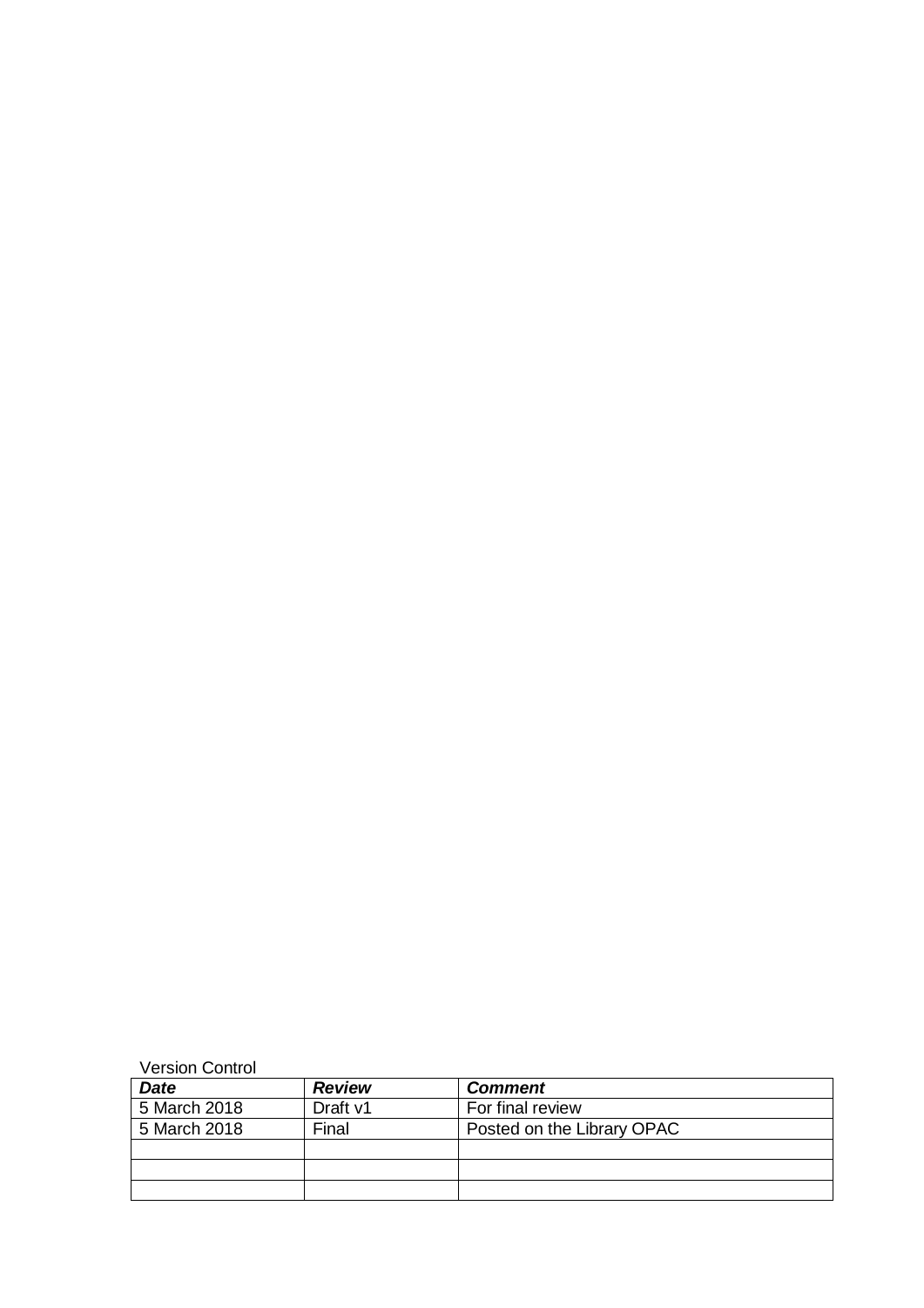Version Control

| *Date* | *Review* | *Comment* |
| --- | --- | --- |
| 5 March 2018 | Draft v1 | For final review |
| 5 March 2018 | Final | Posted on the Library OPAC |
| | | |
| | | |
| | | |